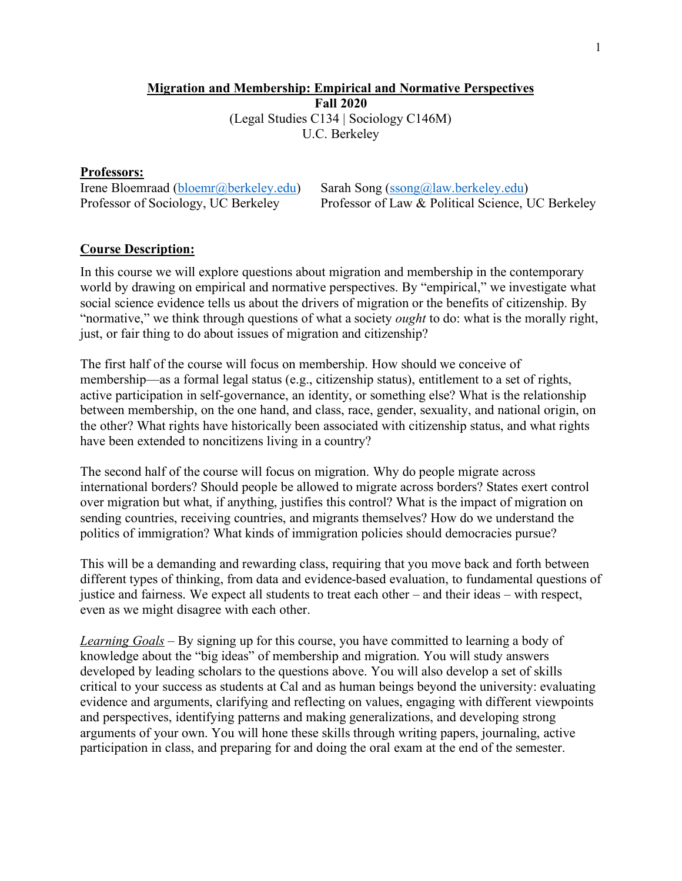# Migration and Membership: Empirical and Normative Perspectives

**Fall 2020**

(Legal Studies C134 | Sociology C146M)

U.C. Berkeley

## Professors:

Irene Bloemraad (bloemr@berkeley.edu)
Professor of Sociology, UC Berkeley

Sarah Song (ssong@law.berkeley.edu)
Professor of Law & Political Science, UC Berkeley

## Course Description:

In this course we will explore questions about migration and membership in the contemporary world by drawing on empirical and normative perspectives. By "empirical," we investigate what social science evidence tells us about the drivers of migration or the benefits of citizenship. By "normative," we think through questions of what a society *ought* to do: what is the morally right, just, or fair thing to do about issues of migration and citizenship?

The first half of the course will focus on membership. How should we conceive of membership—as a formal legal status (e.g., citizenship status), entitlement to a set of rights, active participation in self-governance, an identity, or something else? What is the relationship between membership, on the one hand, and class, race, gender, sexuality, and national origin, on the other? What rights have historically been associated with citizenship status, and what rights have been extended to noncitizens living in a country?

The second half of the course will focus on migration. Why do people migrate across international borders? Should people be allowed to migrate across borders? States exert control over migration but what, if anything, justifies this control? What is the impact of migration on sending countries, receiving countries, and migrants themselves? How do we understand the politics of immigration? What kinds of immigration policies should democracies pursue?

This will be a demanding and rewarding class, requiring that you move back and forth between different types of thinking, from data and evidence-based evaluation, to fundamental questions of justice and fairness. We expect all students to treat each other – and their ideas – with respect, even as we might disagree with each other.

*Learning Goals* – By signing up for this course, you have committed to learning a body of knowledge about the "big ideas" of membership and migration. You will study answers developed by leading scholars to the questions above. You will also develop a set of skills critical to your success as students at Cal and as human beings beyond the university: evaluating evidence and arguments, clarifying and reflecting on values, engaging with different viewpoints and perspectives, identifying patterns and making generalizations, and developing strong arguments of your own. You will hone these skills through writing papers, journaling, active participation in class, and preparing for and doing the oral exam at the end of the semester.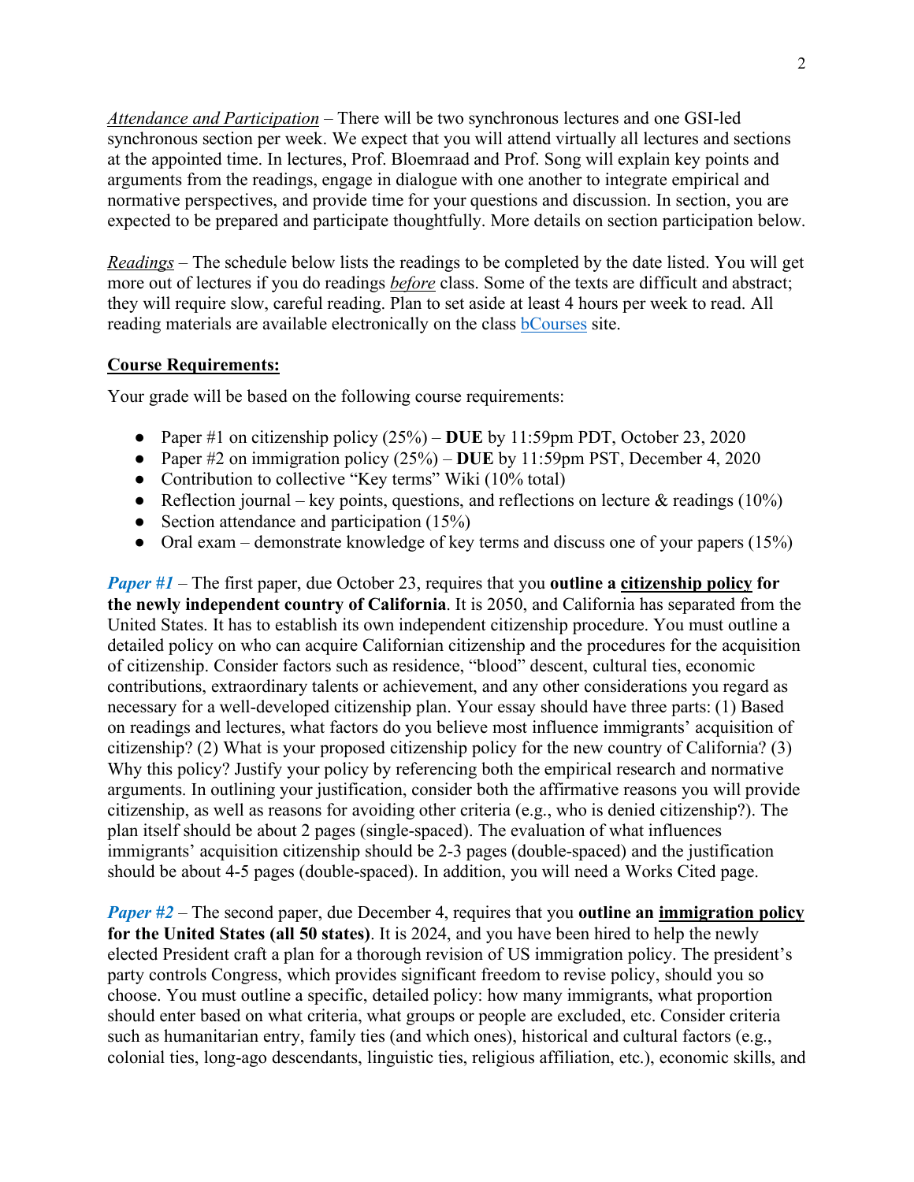*Attendance and Participation* – There will be two synchronous lectures and one GSI-led synchronous section per week. We expect that you will attend virtually all lectures and sections at the appointed time. In lectures, Prof. Bloemraad and Prof. Song will explain key points and arguments from the readings, engage in dialogue with one another to integrate empirical and normative perspectives, and provide time for your questions and discussion. In section, you are expected to be prepared and participate thoughtfully. More details on section participation below.

*Readings* – The schedule below lists the readings to be completed by the date listed. You will get more out of lectures if you do readings *before* class. Some of the texts are difficult and abstract; they will require slow, careful reading. Plan to set aside at least 4 hours per week to read. All reading materials are available electronically on the class bCourses site.

**Course Requirements:**

Your grade will be based on the following course requirements:

- Paper #1 on citizenship policy (25%) – **DUE** by 11:59pm PDT, October 23, 2020
- Paper #2 on immigration policy (25%) – **DUE** by 11:59pm PST, December 4, 2020
- Contribution to collective "Key terms" Wiki (10% total)
- Reflection journal – key points, questions, and reflections on lecture & readings (10%)
- Section attendance and participation (15%)
- Oral exam – demonstrate knowledge of key terms and discuss one of your papers (15%)

***Paper #1*** – The first paper, due October 23, requires that you **outline a citizenship policy for the newly independent country of California**. It is 2050, and California has separated from the United States. It has to establish its own independent citizenship procedure. You must outline a detailed policy on who can acquire Californian citizenship and the procedures for the acquisition of citizenship. Consider factors such as residence, "blood" descent, cultural ties, economic contributions, extraordinary talents or achievement, and any other considerations you regard as necessary for a well-developed citizenship plan. Your essay should have three parts: (1) Based on readings and lectures, what factors do you believe most influence immigrants' acquisition of citizenship? (2) What is your proposed citizenship policy for the new country of California? (3) Why this policy? Justify your policy by referencing both the empirical research and normative arguments. In outlining your justification, consider both the affirmative reasons you will provide citizenship, as well as reasons for avoiding other criteria (e.g., who is denied citizenship?). The plan itself should be about 2 pages (single-spaced). The evaluation of what influences immigrants' acquisition citizenship should be 2-3 pages (double-spaced) and the justification should be about 4-5 pages (double-spaced). In addition, you will need a Works Cited page.

***Paper #2*** – The second paper, due December 4, requires that you **outline an immigration policy for the United States (all 50 states)**. It is 2024, and you have been hired to help the newly elected President craft a plan for a thorough revision of US immigration policy. The president's party controls Congress, which provides significant freedom to revise policy, should you so choose. You must outline a specific, detailed policy: how many immigrants, what proportion should enter based on what criteria, what groups or people are excluded, etc. Consider criteria such as humanitarian entry, family ties (and which ones), historical and cultural factors (e.g., colonial ties, long-ago descendants, linguistic ties, religious affiliation, etc.), economic skills, and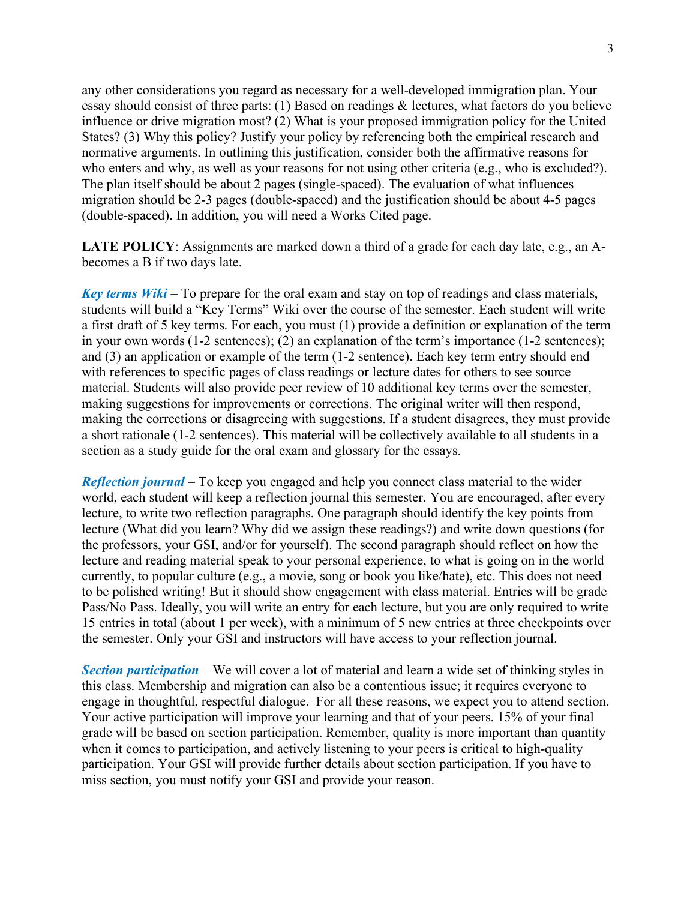any other considerations you regard as necessary for a well-developed immigration plan. Your essay should consist of three parts: (1) Based on readings & lectures, what factors do you believe influence or drive migration most? (2) What is your proposed immigration policy for the United States? (3) Why this policy? Justify your policy by referencing both the empirical research and normative arguments. In outlining this justification, consider both the affirmative reasons for who enters and why, as well as your reasons for not using other criteria (e.g., who is excluded?). The plan itself should be about 2 pages (single-spaced). The evaluation of what influences migration should be 2-3 pages (double-spaced) and the justification should be about 4-5 pages (double-spaced). In addition, you will need a Works Cited page.

**LATE POLICY**: Assignments are marked down a third of a grade for each day late, e.g., an A- becomes a B if two days late.

***Key terms Wiki*** – To prepare for the oral exam and stay on top of readings and class materials, students will build a "Key Terms" Wiki over the course of the semester. Each student will write a first draft of 5 key terms. For each, you must (1) provide a definition or explanation of the term in your own words (1-2 sentences); (2) an explanation of the term's importance (1-2 sentences); and (3) an application or example of the term (1-2 sentence). Each key term entry should end with references to specific pages of class readings or lecture dates for others to see source material. Students will also provide peer review of 10 additional key terms over the semester, making suggestions for improvements or corrections. The original writer will then respond, making the corrections or disagreeing with suggestions. If a student disagrees, they must provide a short rationale (1-2 sentences). This material will be collectively available to all students in a section as a study guide for the oral exam and glossary for the essays.

***Reflection journal*** – To keep you engaged and help you connect class material to the wider world, each student will keep a reflection journal this semester. You are encouraged, after every lecture, to write two reflection paragraphs. One paragraph should identify the key points from lecture (What did you learn? Why did we assign these readings?) and write down questions (for the professors, your GSI, and/or for yourself). The second paragraph should reflect on how the lecture and reading material speak to your personal experience, to what is going on in the world currently, to popular culture (e.g., a movie, song or book you like/hate), etc. This does not need to be polished writing! But it should show engagement with class material. Entries will be grade Pass/No Pass. Ideally, you will write an entry for each lecture, but you are only required to write 15 entries in total (about 1 per week), with a minimum of 5 new entries at three checkpoints over the semester. Only your GSI and instructors will have access to your reflection journal.

***Section participation*** – We will cover a lot of material and learn a wide set of thinking styles in this class. Membership and migration can also be a contentious issue; it requires everyone to engage in thoughtful, respectful dialogue. For all these reasons, we expect you to attend section. Your active participation will improve your learning and that of your peers. 15% of your final grade will be based on section participation. Remember, quality is more important than quantity when it comes to participation, and actively listening to your peers is critical to high-quality participation. Your GSI will provide further details about section participation. If you have to miss section, you must notify your GSI and provide your reason.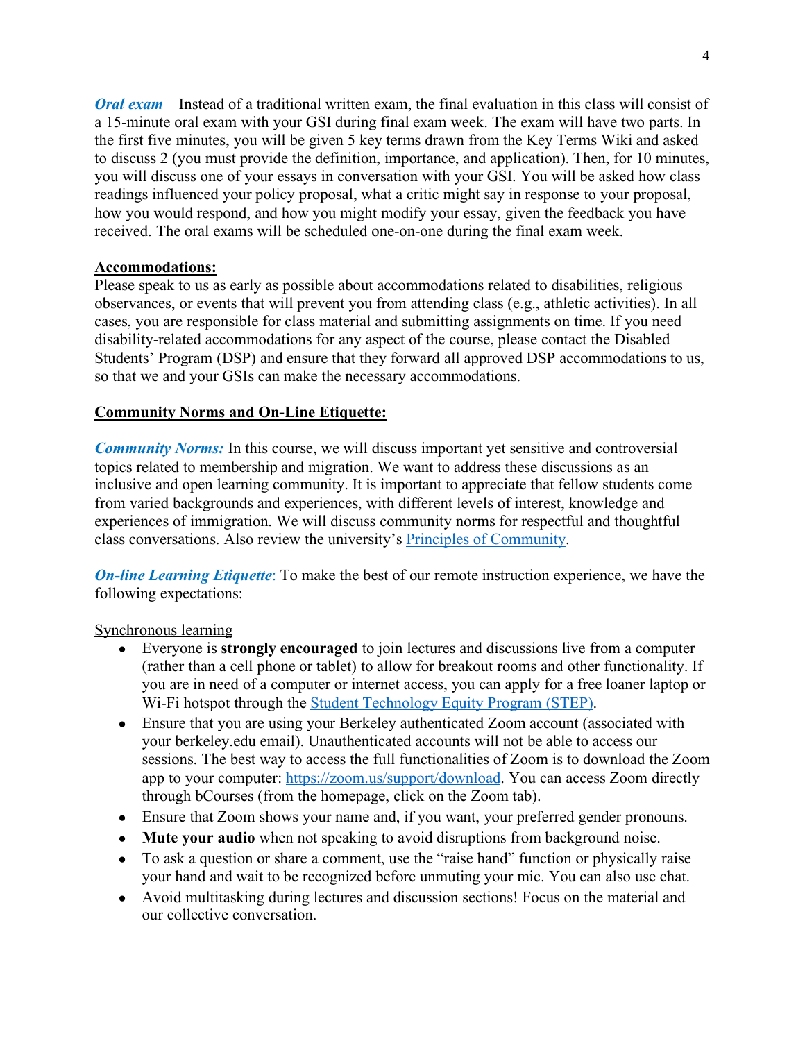***Oral exam*** – Instead of a traditional written exam, the final evaluation in this class will consist of a 15-minute oral exam with your GSI during final exam week. The exam will have two parts. In the first five minutes, you will be given 5 key terms drawn from the Key Terms Wiki and asked to discuss 2 (you must provide the definition, importance, and application). Then, for 10 minutes, you will discuss one of your essays in conversation with your GSI. You will be asked how class readings influenced your policy proposal, what a critic might say in response to your proposal, how you would respond, and how you might modify your essay, given the feedback you have received. The oral exams will be scheduled one-on-one during the final exam week.

**Accommodations:**

Please speak to us as early as possible about accommodations related to disabilities, religious observances, or events that will prevent you from attending class (e.g., athletic activities). In all cases, you are responsible for class material and submitting assignments on time. If you need disability-related accommodations for any aspect of the course, please contact the Disabled Students' Program (DSP) and ensure that they forward all approved DSP accommodations to us, so that we and your GSIs can make the necessary accommodations.

**Community Norms and On-Line Etiquette:**

***Community Norms:*** In this course, we will discuss important yet sensitive and controversial topics related to membership and migration. We want to address these discussions as an inclusive and open learning community. It is important to appreciate that fellow students come from varied backgrounds and experiences, with different levels of interest, knowledge and experiences of immigration. We will discuss community norms for respectful and thoughtful class conversations. Also review the university's Principles of Community.

***On-line Learning Etiquette***: To make the best of our remote instruction experience, we have the following expectations:

Synchronous learning

- Everyone is **strongly encouraged** to join lectures and discussions live from a computer (rather than a cell phone or tablet) to allow for breakout rooms and other functionality. If you are in need of a computer or internet access, you can apply for a free loaner laptop or Wi-Fi hotspot through the Student Technology Equity Program (STEP).
- Ensure that you are using your Berkeley authenticated Zoom account (associated with your berkeley.edu email). Unauthenticated accounts will not be able to access our sessions. The best way to access the full functionalities of Zoom is to download the Zoom app to your computer: https://zoom.us/support/download. You can access Zoom directly through bCourses (from the homepage, click on the Zoom tab).
- Ensure that Zoom shows your name and, if you want, your preferred gender pronouns.
- **Mute your audio** when not speaking to avoid disruptions from background noise.
- To ask a question or share a comment, use the "raise hand" function or physically raise your hand and wait to be recognized before unmuting your mic. You can also use chat.
- Avoid multitasking during lectures and discussion sections! Focus on the material and our collective conversation.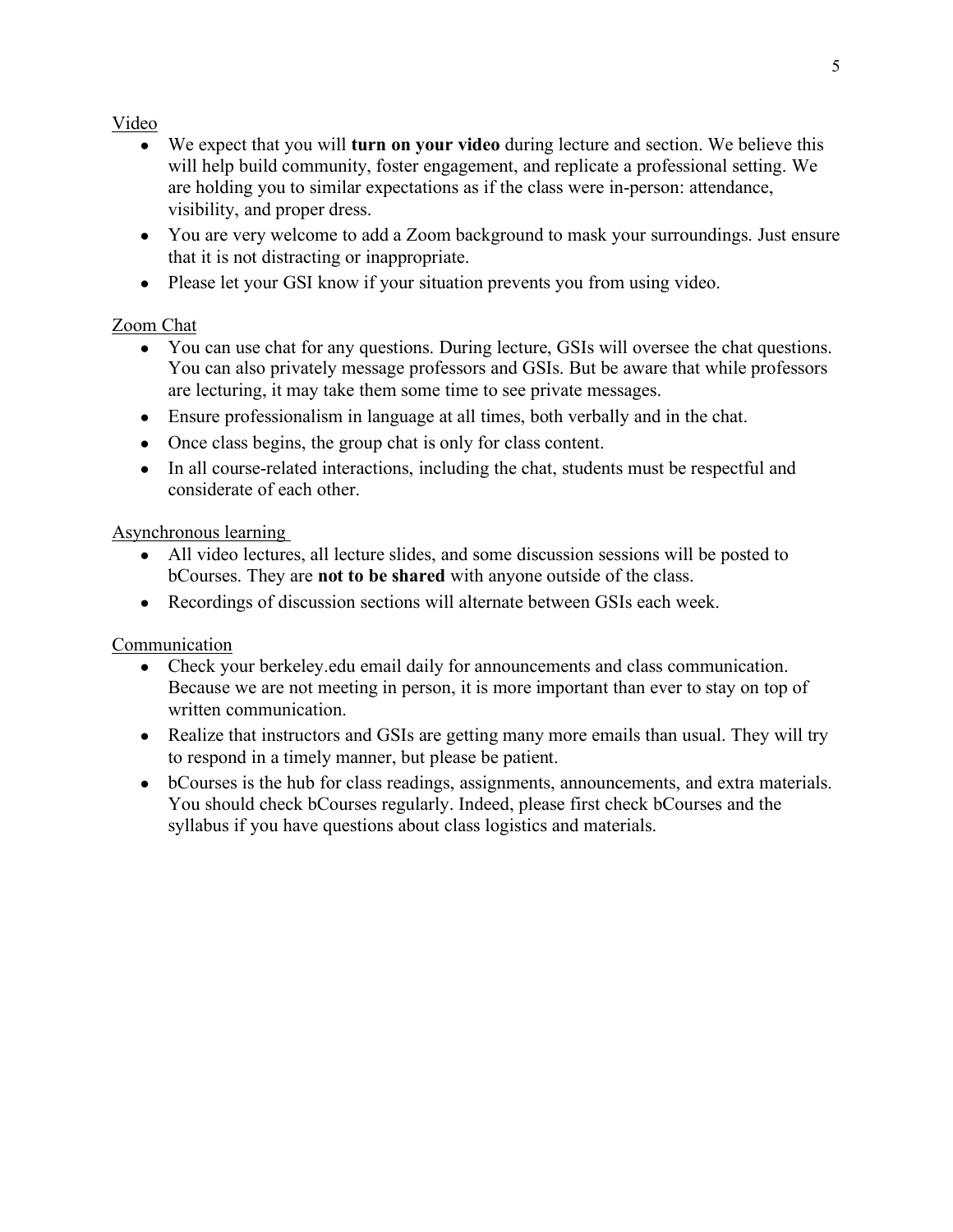Video

- We expect that you will **turn on your video** during lecture and section. We believe this will help build community, foster engagement, and replicate a professional setting. We are holding you to similar expectations as if the class were in-person: attendance, visibility, and proper dress.
- You are very welcome to add a Zoom background to mask your surroundings. Just ensure that it is not distracting or inappropriate.
- Please let your GSI know if your situation prevents you from using video.

Zoom Chat

- You can use chat for any questions. During lecture, GSIs will oversee the chat questions. You can also privately message professors and GSIs. But be aware that while professors are lecturing, it may take them some time to see private messages.
- Ensure professionalism in language at all times, both verbally and in the chat.
- Once class begins, the group chat is only for class content.
- In all course-related interactions, including the chat, students must be respectful and considerate of each other.

Asynchronous learning

- All video lectures, all lecture slides, and some discussion sessions will be posted to bCourses. They are **not to be shared** with anyone outside of the class.
- Recordings of discussion sections will alternate between GSIs each week.

Communication

- Check your berkeley.edu email daily for announcements and class communication. Because we are not meeting in person, it is more important than ever to stay on top of written communication.
- Realize that instructors and GSIs are getting many more emails than usual. They will try to respond in a timely manner, but please be patient.
- bCourses is the hub for class readings, assignments, announcements, and extra materials. You should check bCourses regularly. Indeed, please first check bCourses and the syllabus if you have questions about class logistics and materials.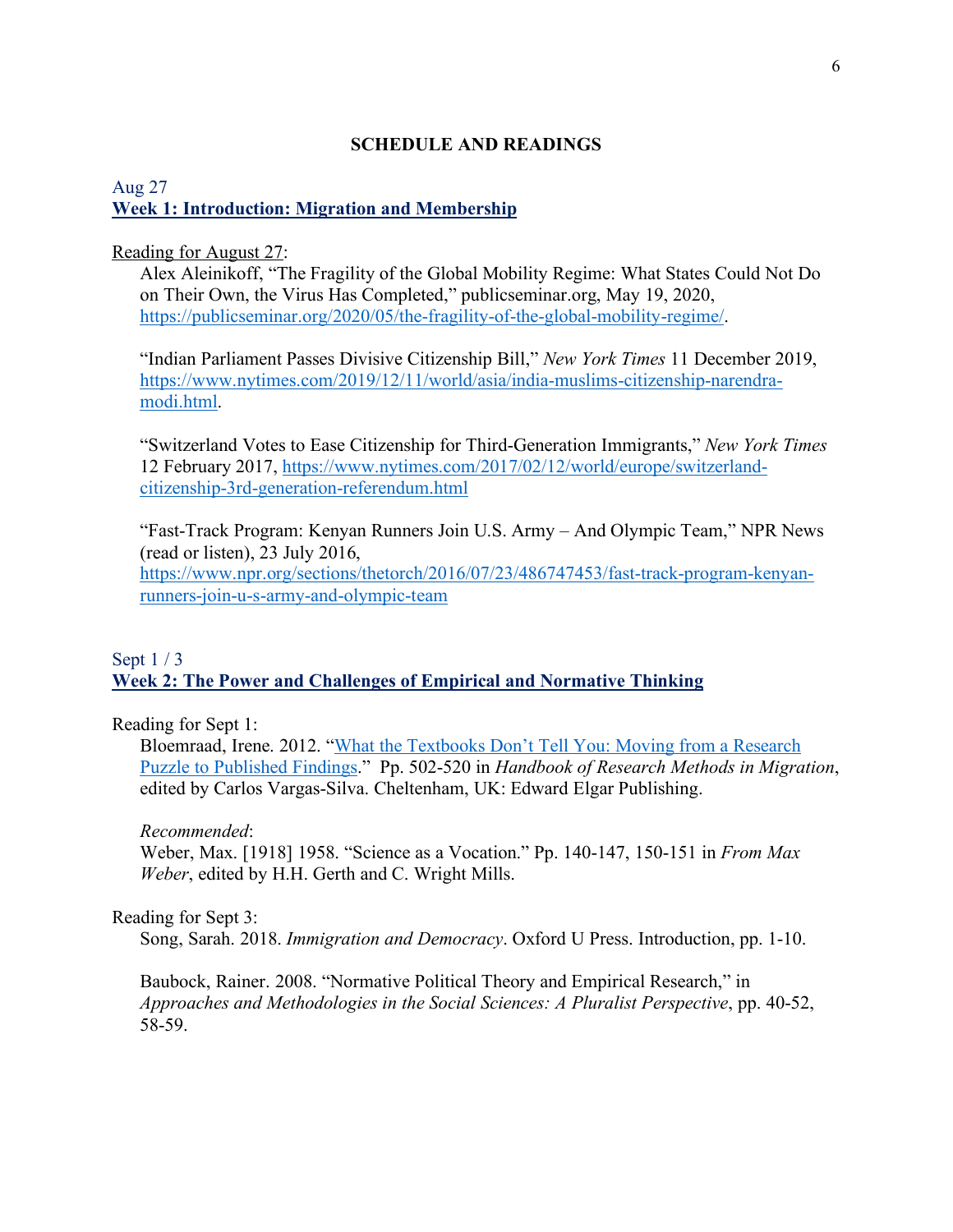## SCHEDULE AND READINGS

### Aug 27
### Week 1: Introduction: Migration and Membership

Reading for August 27:

Alex Aleinikoff, "The Fragility of the Global Mobility Regime: What States Could Not Do on Their Own, the Virus Has Completed," publicseminar.org, May 19, 2020, https://publicseminar.org/2020/05/the-fragility-of-the-global-mobility-regime/.

"Indian Parliament Passes Divisive Citizenship Bill," *New York Times* 11 December 2019, https://www.nytimes.com/2019/12/11/world/asia/india-muslims-citizenship-narendra-modi.html.

"Switzerland Votes to Ease Citizenship for Third-Generation Immigrants," *New York Times* 12 February 2017, https://www.nytimes.com/2017/02/12/world/europe/switzerland-citizenship-3rd-generation-referendum.html

"Fast-Track Program: Kenyan Runners Join U.S. Army – And Olympic Team," NPR News (read or listen), 23 July 2016, https://www.npr.org/sections/thetorch/2016/07/23/486747453/fast-track-program-kenyan-runners-join-u-s-army-and-olympic-team

### Sept 1 / 3
### Week 2: The Power and Challenges of Empirical and Normative Thinking

Reading for Sept 1:

Bloemraad, Irene. 2012. "What the Textbooks Don't Tell You: Moving from a Research Puzzle to Published Findings." Pp. 502-520 in *Handbook of Research Methods in Migration*, edited by Carlos Vargas-Silva. Cheltenham, UK: Edward Elgar Publishing.

*Recommended*:
Weber, Max. [1918] 1958. "Science as a Vocation." Pp. 140-147, 150-151 in *From Max Weber*, edited by H.H. Gerth and C. Wright Mills.

Reading for Sept 3:

Song, Sarah. 2018. *Immigration and Democracy*. Oxford U Press. Introduction, pp. 1-10.

Baubock, Rainer. 2008. "Normative Political Theory and Empirical Research," in *Approaches and Methodologies in the Social Sciences: A Pluralist Perspective*, pp. 40-52, 58-59.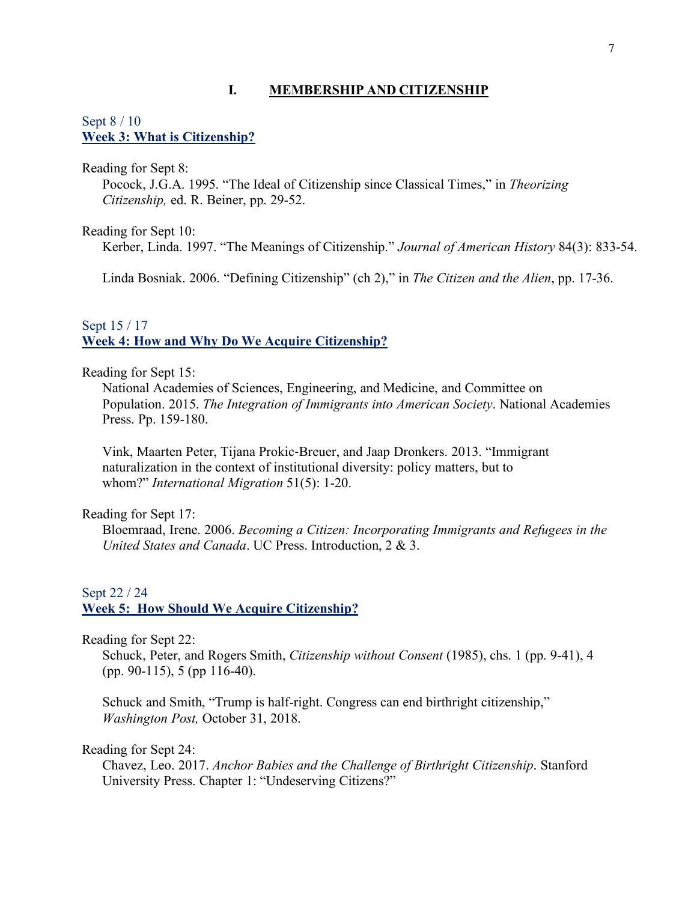# I. MEMBERSHIP AND CITIZENSHIP

Sept 8 / 10
**Week 3: What is Citizenship?**

Reading for Sept 8:

Pocock, J.G.A. 1995. "The Ideal of Citizenship since Classical Times," in *Theorizing Citizenship,* ed. R. Beiner, pp. 29-52.

Reading for Sept 10:

Kerber, Linda. 1997. "The Meanings of Citizenship." *Journal of American History* 84(3): 833-54.

Linda Bosniak. 2006. "Defining Citizenship" (ch 2)," in *The Citizen and the Alien*, pp. 17-36.

Sept 15 / 17
**Week 4: How and Why Do We Acquire Citizenship?**

Reading for Sept 15:

National Academies of Sciences, Engineering, and Medicine, and Committee on Population. 2015. *The Integration of Immigrants into American Society*. National Academies Press. Pp. 159-180.

Vink, Maarten Peter, Tijana Prokic-Breuer, and Jaap Dronkers. 2013. "Immigrant naturalization in the context of institutional diversity: policy matters, but to whom?" *International Migration* 51(5): 1-20.

Reading for Sept 17:

Bloemraad, Irene. 2006. *Becoming a Citizen: Incorporating Immigrants and Refugees in the United States and Canada*. UC Press. Introduction, 2 & 3.

Sept 22 / 24
**Week 5: How Should We Acquire Citizenship?**

Reading for Sept 22:

Schuck, Peter, and Rogers Smith, *Citizenship without Consent* (1985), chs. 1 (pp. 9-41), 4 (pp. 90-115), 5 (pp 116-40).

Schuck and Smith, "Trump is half-right. Congress can end birthright citizenship," *Washington Post,* October 31, 2018.

Reading for Sept 24:

Chavez, Leo. 2017. *Anchor Babies and the Challenge of Birthright Citizenship*. Stanford University Press. Chapter 1: "Undeserving Citizens?"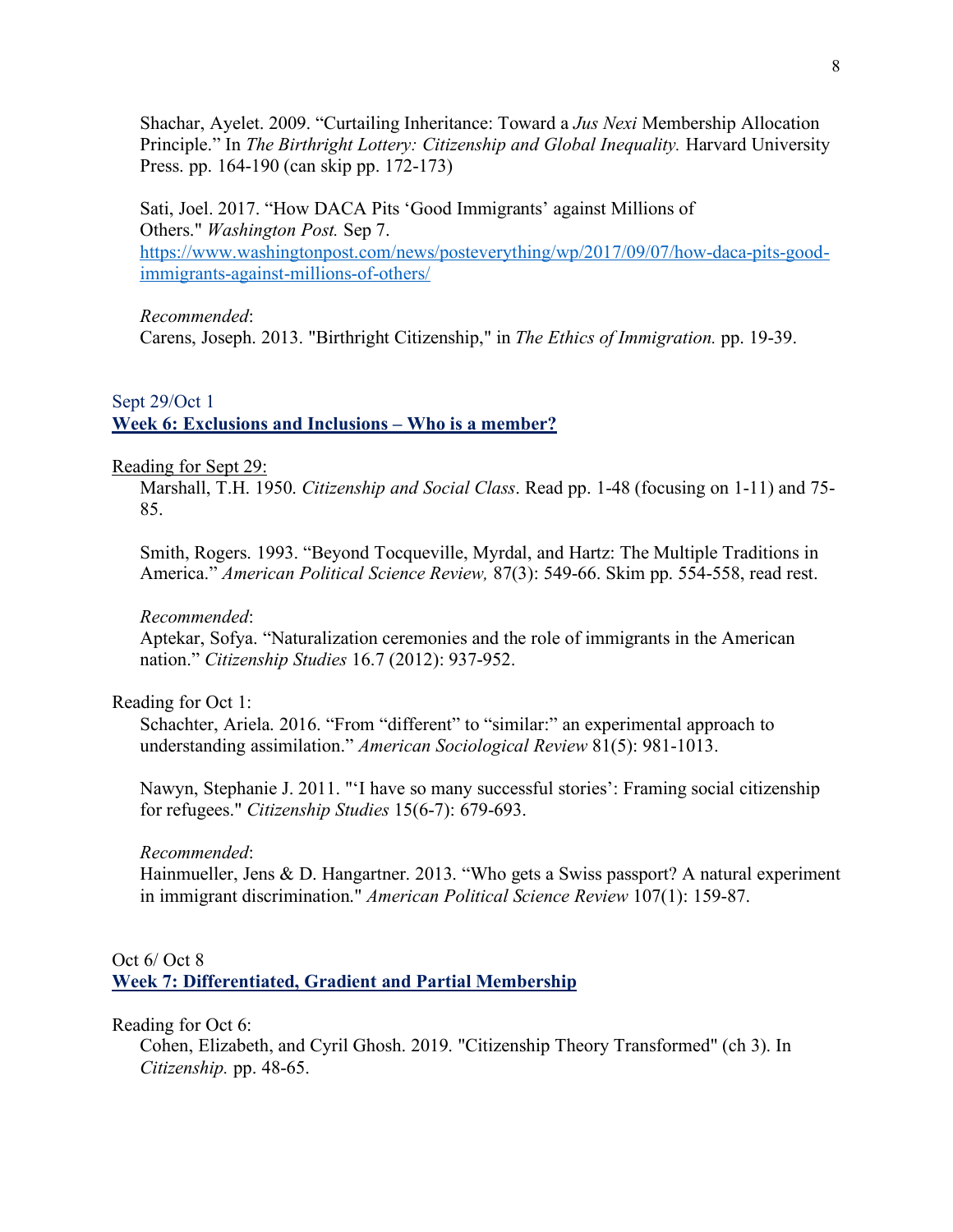Shachar, Ayelet. 2009. "Curtailing Inheritance: Toward a *Jus Nexi* Membership Allocation Principle." In *The Birthright Lottery: Citizenship and Global Inequality.* Harvard University Press. pp. 164-190 (can skip pp. 172-173)

Sati, Joel. 2017. "How DACA Pits 'Good Immigrants' against Millions of Others." *Washington Post.* Sep 7. https://www.washingtonpost.com/news/posteverything/wp/2017/09/07/how-daca-pits-good-immigrants-against-millions-of-others/

*Recommended*:
Carens, Joseph. 2013. "Birthright Citizenship," in *The Ethics of Immigration.* pp. 19-39.

Sept 29/Oct 1
## **Week 6: Exclusions and Inclusions – Who is a member?**

Reading for Sept 29:

Marshall, T.H. 1950. *Citizenship and Social Class*. Read pp. 1-48 (focusing on 1-11) and 75-85.

Smith, Rogers. 1993. "Beyond Tocqueville, Myrdal, and Hartz: The Multiple Traditions in America." *American Political Science Review,* 87(3): 549-66. Skim pp. 554-558, read rest.

*Recommended*:
Aptekar, Sofya. "Naturalization ceremonies and the role of immigrants in the American nation." *Citizenship Studies* 16.7 (2012): 937-952.

Reading for Oct 1:

Schachter, Ariela. 2016. "From "different" to "similar:" an experimental approach to understanding assimilation." *American Sociological Review* 81(5): 981-1013.

Nawyn, Stephanie J. 2011. "'I have so many successful stories': Framing social citizenship for refugees." *Citizenship Studies* 15(6-7): 679-693.

*Recommended*:
Hainmueller, Jens & D. Hangartner. 2013. "Who gets a Swiss passport? A natural experiment in immigrant discrimination." *American Political Science Review* 107(1): 159-87.

Oct 6/ Oct 8
## **Week 7: Differentiated, Gradient and Partial Membership**

Reading for Oct 6:

Cohen, Elizabeth, and Cyril Ghosh. 2019. "Citizenship Theory Transformed" (ch 3). In *Citizenship.* pp. 48-65.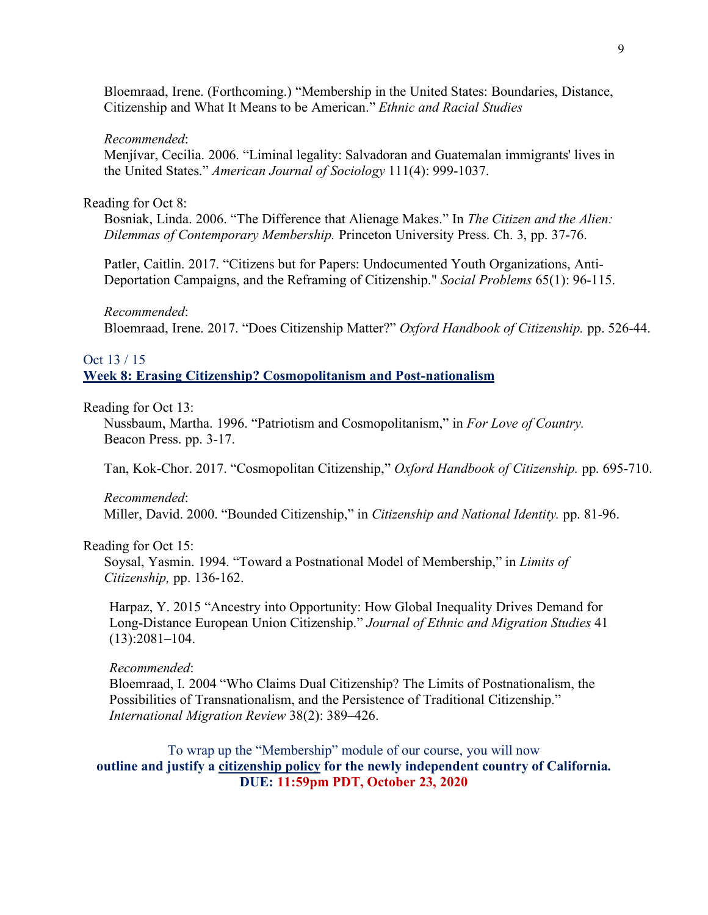Bloemraad, Irene. (Forthcoming.) "Membership in the United States: Boundaries, Distance, Citizenship and What It Means to be American." *Ethnic and Racial Studies*

*Recommended*:
Menjívar, Cecilia. 2006. "Liminal legality: Salvadoran and Guatemalan immigrants' lives in the United States." *American Journal of Sociology* 111(4): 999-1037.

Reading for Oct 8:

Bosniak, Linda. 2006. "The Difference that Alienage Makes." In *The Citizen and the Alien: Dilemmas of Contemporary Membership.* Princeton University Press. Ch. 3, pp. 37-76.

Patler, Caitlin. 2017. "Citizens but for Papers: Undocumented Youth Organizations, Anti-Deportation Campaigns, and the Reframing of Citizenship." *Social Problems* 65(1): 96-115.

*Recommended*:
Bloemraad, Irene. 2017. "Does Citizenship Matter?" *Oxford Handbook of Citizenship.* pp. 526-44.

Oct 13 / 15

## Week 8: Erasing Citizenship? Cosmopolitanism and Post-nationalism

Reading for Oct 13:

Nussbaum, Martha. 1996. "Patriotism and Cosmopolitanism," in *For Love of Country.* Beacon Press. pp. 3-17.

Tan, Kok-Chor. 2017. "Cosmopolitan Citizenship," *Oxford Handbook of Citizenship.* pp. 695-710.

*Recommended*:
Miller, David. 2000. "Bounded Citizenship," in *Citizenship and National Identity.* pp. 81-96.

Reading for Oct 15:

Soysal, Yasmin. 1994. "Toward a Postnational Model of Membership," in *Limits of Citizenship,* pp. 136-162.

Harpaz, Y. 2015 "Ancestry into Opportunity: How Global Inequality Drives Demand for Long-Distance European Union Citizenship." *Journal of Ethnic and Migration Studies* 41 (13):2081–104.

*Recommended*:
Bloemraad, I. 2004 "Who Claims Dual Citizenship? The Limits of Postnationalism, the Possibilities of Transnationalism, and the Persistence of Traditional Citizenship." *International Migration Review* 38(2): 389–426.

To wrap up the "Membership" module of our course, you will now
**outline and justify a citizenship policy for the newly independent country of California.**
**DUE: 11:59pm PDT, October 23, 2020**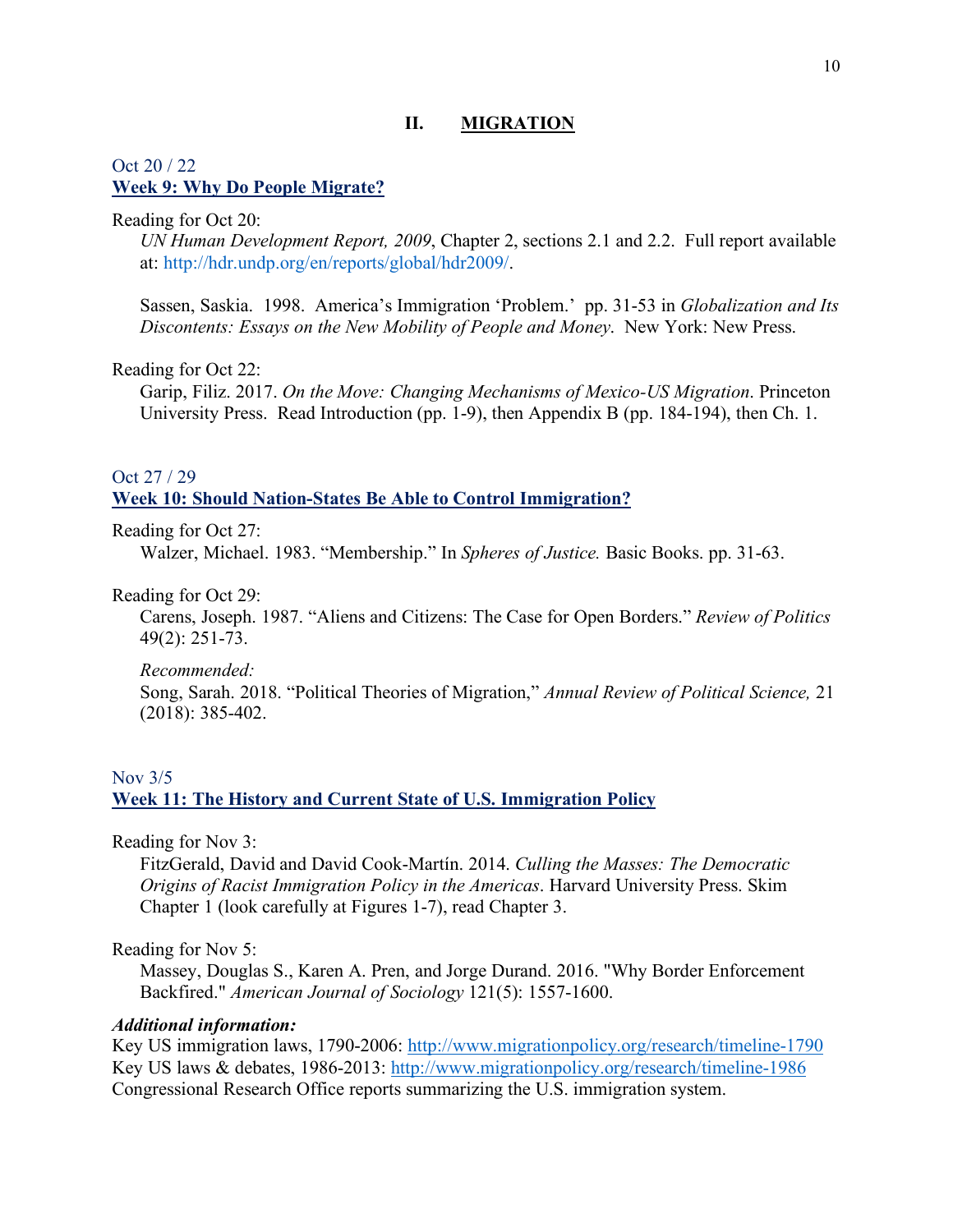## II. MIGRATION

Oct 20 / 22

### Week 9: Why Do People Migrate?

Reading for Oct 20:

*UN Human Development Report, 2009*, Chapter 2, sections 2.1 and 2.2. Full report available at: http://hdr.undp.org/en/reports/global/hdr2009/.

Sassen, Saskia. 1998. America's Immigration 'Problem.' pp. 31-53 in *Globalization and Its Discontents: Essays on the New Mobility of People and Money*. New York: New Press.

Reading for Oct 22:

Garip, Filiz. 2017. *On the Move: Changing Mechanisms of Mexico-US Migration*. Princeton University Press. Read Introduction (pp. 1-9), then Appendix B (pp. 184-194), then Ch. 1.

Oct 27 / 29

### Week 10: Should Nation-States Be Able to Control Immigration?

Reading for Oct 27:

Walzer, Michael. 1983. "Membership." In *Spheres of Justice.* Basic Books. pp. 31-63.

Reading for Oct 29:

Carens, Joseph. 1987. "Aliens and Citizens: The Case for Open Borders." *Review of Politics* 49(2): 251-73.

*Recommended:*

Song, Sarah. 2018. "Political Theories of Migration," *Annual Review of Political Science,* 21 (2018): 385-402.

Nov 3/5

### Week 11: The History and Current State of U.S. Immigration Policy

Reading for Nov 3:

FitzGerald, David and David Cook-Martín. 2014. *Culling the Masses: The Democratic Origins of Racist Immigration Policy in the Americas*. Harvard University Press. Skim Chapter 1 (look carefully at Figures 1-7), read Chapter 3.

Reading for Nov 5:

Massey, Douglas S., Karen A. Pren, and Jorge Durand. 2016. "Why Border Enforcement Backfired." *American Journal of Sociology* 121(5): 1557-1600.

***Additional information:***

Key US immigration laws, 1790-2006: http://www.migrationpolicy.org/research/timeline-1790
Key US laws & debates, 1986-2013: http://www.migrationpolicy.org/research/timeline-1986
Congressional Research Office reports summarizing the U.S. immigration system.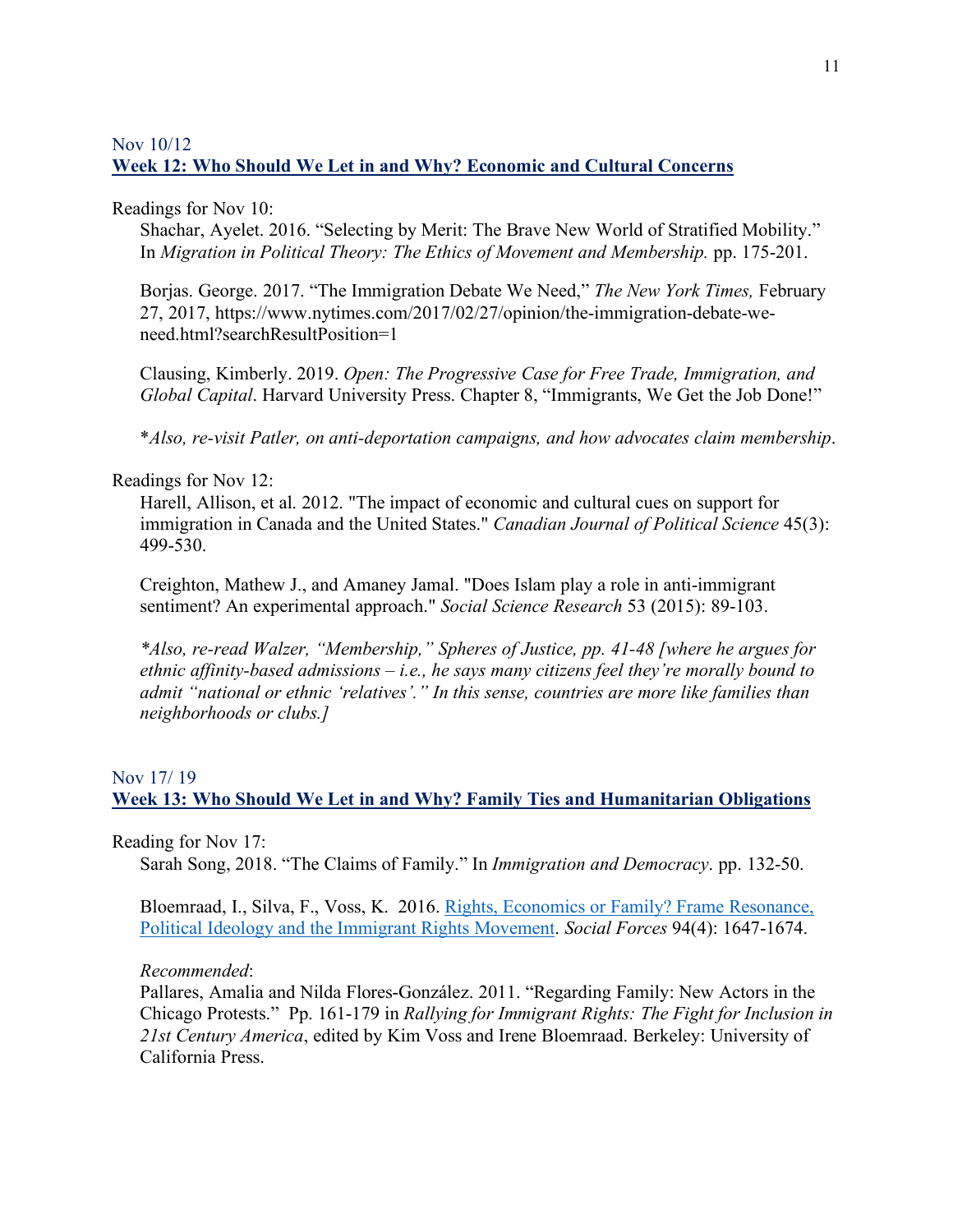Nov 10/12

## Week 12: Who Should We Let in and Why? Economic and Cultural Concerns

Readings for Nov 10:

Shachar, Ayelet. 2016. "Selecting by Merit: The Brave New World of Stratified Mobility." In *Migration in Political Theory: The Ethics of Movement and Membership.* pp. 175-201.

Borjas. George. 2017. "The Immigration Debate We Need," *The New York Times,* February 27, 2017, https://www.nytimes.com/2017/02/27/opinion/the-immigration-debate-we-need.html?searchResultPosition=1

Clausing, Kimberly. 2019. *Open: The Progressive Case for Free Trade, Immigration, and Global Capital*. Harvard University Press. Chapter 8, "Immigrants, We Get the Job Done!"

*\*Also, re-visit Patler, on anti-deportation campaigns, and how advocates claim membership*.

Readings for Nov 12:

Harell, Allison, et al. 2012. "The impact of economic and cultural cues on support for immigration in Canada and the United States." *Canadian Journal of Political Science* 45(3): 499-530.

Creighton, Mathew J., and Amaney Jamal. "Does Islam play a role in anti-immigrant sentiment? An experimental approach." *Social Science Research* 53 (2015): 89-103.

*\*Also, re-read Walzer, "Membership," Spheres of Justice, pp. 41-48 [where he argues for ethnic affinity-based admissions – i.e., he says many citizens feel they're morally bound to admit "national or ethnic 'relatives'." In this sense, countries are more like families than neighborhoods or clubs.]*

Nov 17/ 19

## Week 13: Who Should We Let in and Why? Family Ties and Humanitarian Obligations

Reading for Nov 17:

Sarah Song, 2018. "The Claims of Family." In *Immigration and Democracy*. pp. 132-50.

Bloemraad, I., Silva, F., Voss, K. 2016. Rights, Economics or Family? Frame Resonance, Political Ideology and the Immigrant Rights Movement. *Social Forces* 94(4): 1647-1674.

*Recommended*:

Pallares, Amalia and Nilda Flores-González. 2011. "Regarding Family: New Actors in the Chicago Protests." Pp. 161-179 in *Rallying for Immigrant Rights: The Fight for Inclusion in 21st Century America*, edited by Kim Voss and Irene Bloemraad. Berkeley: University of California Press.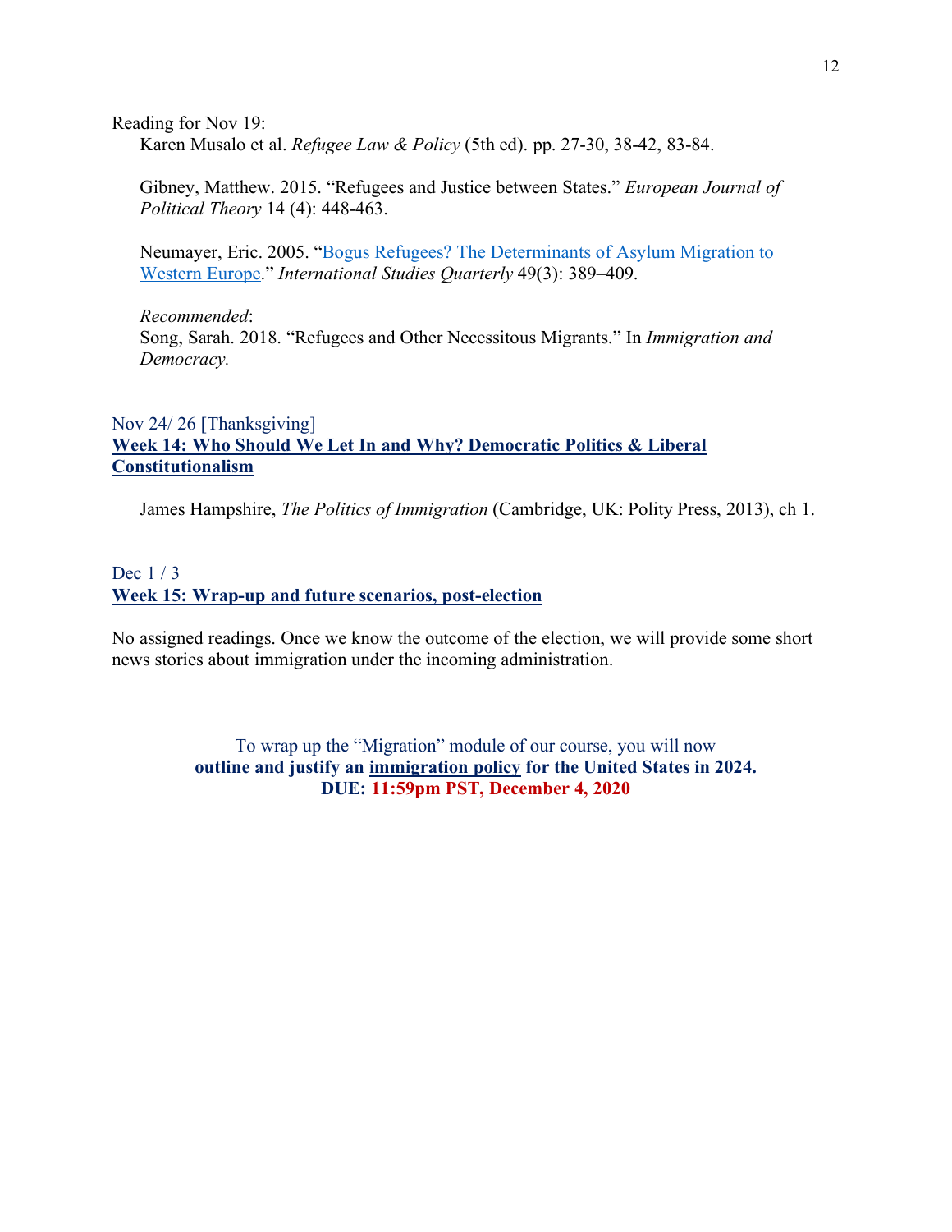Reading for Nov 19:

Karen Musalo et al. *Refugee Law & Policy* (5th ed). pp. 27-30, 38-42, 83-84.

Gibney, Matthew. 2015. "Refugees and Justice between States." *European Journal of Political Theory* 14 (4): 448-463.

Neumayer, Eric. 2005. "Bogus Refugees? The Determinants of Asylum Migration to Western Europe." *International Studies Quarterly* 49(3): 389–409.

*Recommended*:
Song, Sarah. 2018. "Refugees and Other Necessitous Migrants." In *Immigration and Democracy.*

Nov 24/ 26 [Thanksgiving]

## Week 14: Who Should We Let In and Why? Democratic Politics & Liberal Constitutionalism

James Hampshire, *The Politics of Immigration* (Cambridge, UK: Polity Press, 2013), ch 1.

Dec 1 / 3

## Week 15: Wrap-up and future scenarios, post-election

No assigned readings. Once we know the outcome of the election, we will provide some short news stories about immigration under the incoming administration.

To wrap up the "Migration" module of our course, you will now
**outline and justify an immigration policy for the United States in 2024.**
**DUE: 11:59pm PST, December 4, 2020**